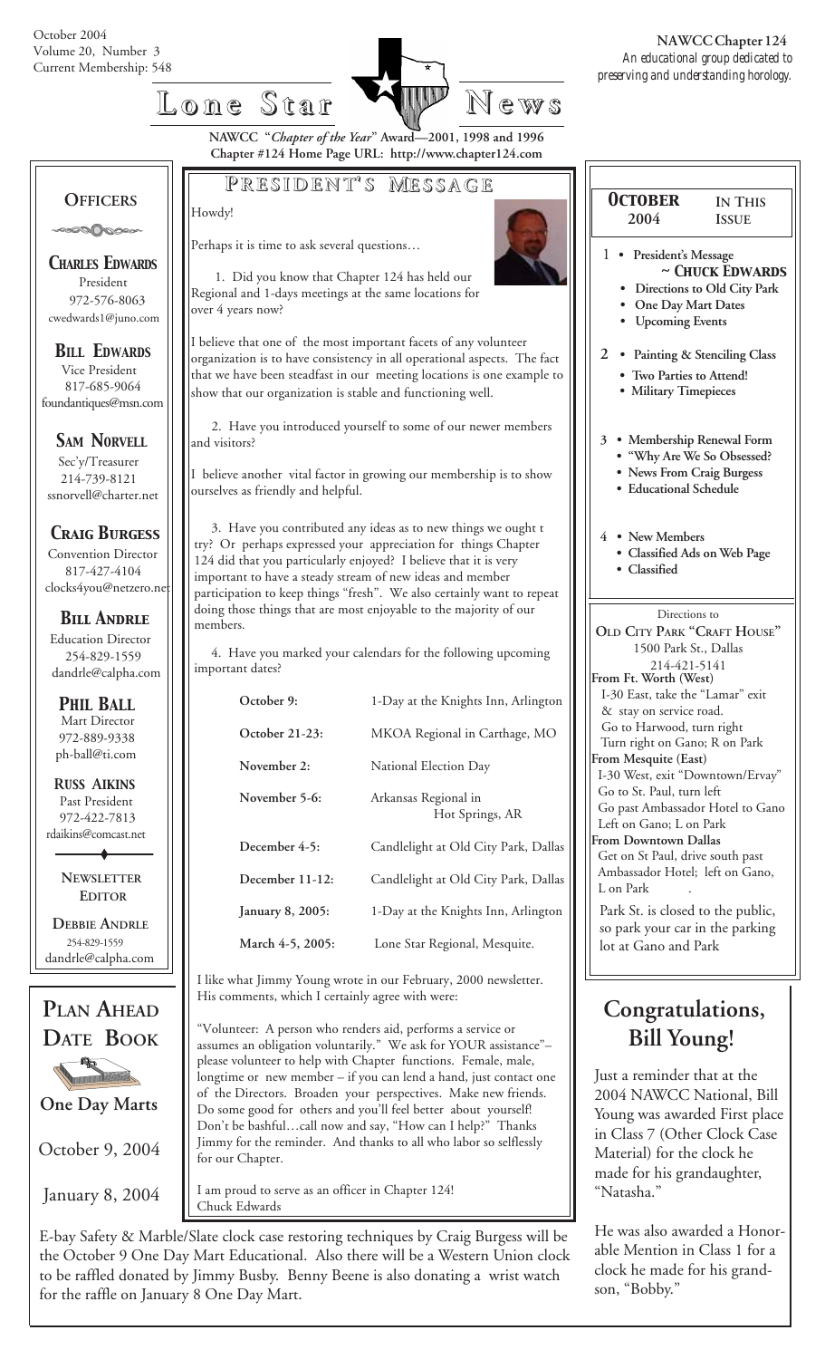October 2004
Volume 20, Number 3
Current Membership: 548

**NAWCC Chapter 124**
*An educational group dedicated to preserving and understanding horology.*

# Lone Star News

**NAWCC "*Chapter of the Year*" Award—2001, 1998 and 1996**
**Chapter #124 Home Page URL: http://www.chapter124.com**

## Officers

***Charles Edwards***
President
972-576-8063
cwedwards1@juno.com

***Bill Edwards***
Vice President
817-685-9064
foundantiques@msn.com

***Sam Norvell***
Sec'y/Treasurer
214-739-8121
ssnorvell@charter.net

***Craig Burgess***
Convention Director
817-427-4104
clocks4you@netzero.net

***Bill Andrle***
Education Director
254-829-1559
dandrle@calpha.com

***Phil Ball***
Mart Director
972-889-9338
ph-ball@ti.com

***Russ Aikins***
Past President
972-422-7813
rdaikins@comcast.net

**Newsletter Editor**

**Debbie Andrle**
254-829-1559
dandrle@calpha.com

## Plan Ahead Date Book

**One Day Marts**

October 9, 2004

January 8, 2004

## President's Message

Howdy!

Perhaps it is time to ask several questions…

1. Did you know that Chapter 124 has held our Regional and 1-days meetings at the same locations for over 4 years now?

I believe that one of the most important facets of any volunteer organization is to have consistency in all operational aspects. The fact that we have been steadfast in our meeting locations is one example to show that our organization is stable and functioning well.

2. Have you introduced yourself to some of our newer members and visitors?

I believe another vital factor in growing our membership is to show ourselves as friendly and helpful.

3. Have you contributed any ideas as to new things we ought t try? Or perhaps expressed your appreciation for things Chapter 124 did that you particularly enjoyed? I believe that it is very important to have a steady stream of new ideas and member participation to keep things "fresh". We also certainly want to repeat doing those things that are most enjoyable to the majority of our members.

4. Have you marked your calendars for the following upcoming important dates?

| | |
|---|---|
| **October 9:** | 1-Day at the Knights Inn, Arlington |
| **October 21-23:** | MKOA Regional in Carthage, MO |
| **November 2:** | National Election Day |
| **November 5-6:** | Arkansas Regional in Hot Springs, AR |
| **December 4-5:** | Candlelight at Old City Park, Dallas |
| **December 11-12:** | Candlelight at Old City Park, Dallas |
| **January 8, 2005:** | 1-Day at the Knights Inn, Arlington |
| **March 4-5, 2005:** | Lone Star Regional, Mesquite. |

I like what Jimmy Young wrote in our February, 2000 newsletter. His comments, which I certainly agree with were:

"Volunteer: A person who renders aid, performs a service or assumes an obligation voluntarily." We ask for YOUR assistance"– please volunteer to help with Chapter functions. Female, male, longtime or new member – if you can lend a hand, just contact one of the Directors. Broaden your perspectives. Make new friends. Do some good for others and you'll feel better about yourself! Don't be bashful…call now and say, "How can I help?" Thanks Jimmy for the reminder. And thanks to all who labor so selflessly for our Chapter.

I am proud to serve as an officer in Chapter 124!
Chuck Edwards

## October 2004 — In This Issue

1 • **President's Message ~ Chuck Edwards**
• **Directions to Old City Park**
• **One Day Mart Dates**
• **Upcoming Events**

2 • **Painting & Stenciling Class**
• **Two Parties to Attend!**
• **Military Timepieces**

3 • **Membership Renewal Form**
• **"Why Are We So Obsessed?**
• **News From Craig Burgess**
• **Educational Schedule**

4 • **New Members**
• **Classified Ads on Web Page**
• **Classified**

Directions to
**Old City Park "Craft House"**
1500 Park St., Dallas
214-421-5141

**From Ft. Worth (West)**
I-30 East, take the "Lamar" exit & stay on service road.
Go to Harwood, turn right
Turn right on Gano; R on Park

**From Mesquite (East)**
I-30 West, exit "Downtown/Ervay"
Go to St. Paul, turn left
Go past Ambassador Hotel to Gano
Left on Gano; L on Park

**From Downtown Dallas**
Get on St Paul, drive south past Ambassador Hotel; left on Gano, L on Park

Park St. is closed to the public, so park your car in the parking lot at Gano and Park

## Congratulations, Bill Young!

Just a reminder that at the 2004 NAWCC National, Bill Young was awarded First place in Class 7 (Other Clock Case Material) for the clock he made for his grandaughter, "Natasha."

He was also awarded a Honorable Mention in Class 1 for a clock he made for his grandson, "Bobby."

E-bay Safety & Marble/Slate clock case restoring techniques by Craig Burgess will be the October 9 One Day Mart Educational. Also there will be a Western Union clock to be raffled donated by Jimmy Busby. Benny Beene is also donating a wrist watch for the raffle on January 8 One Day Mart.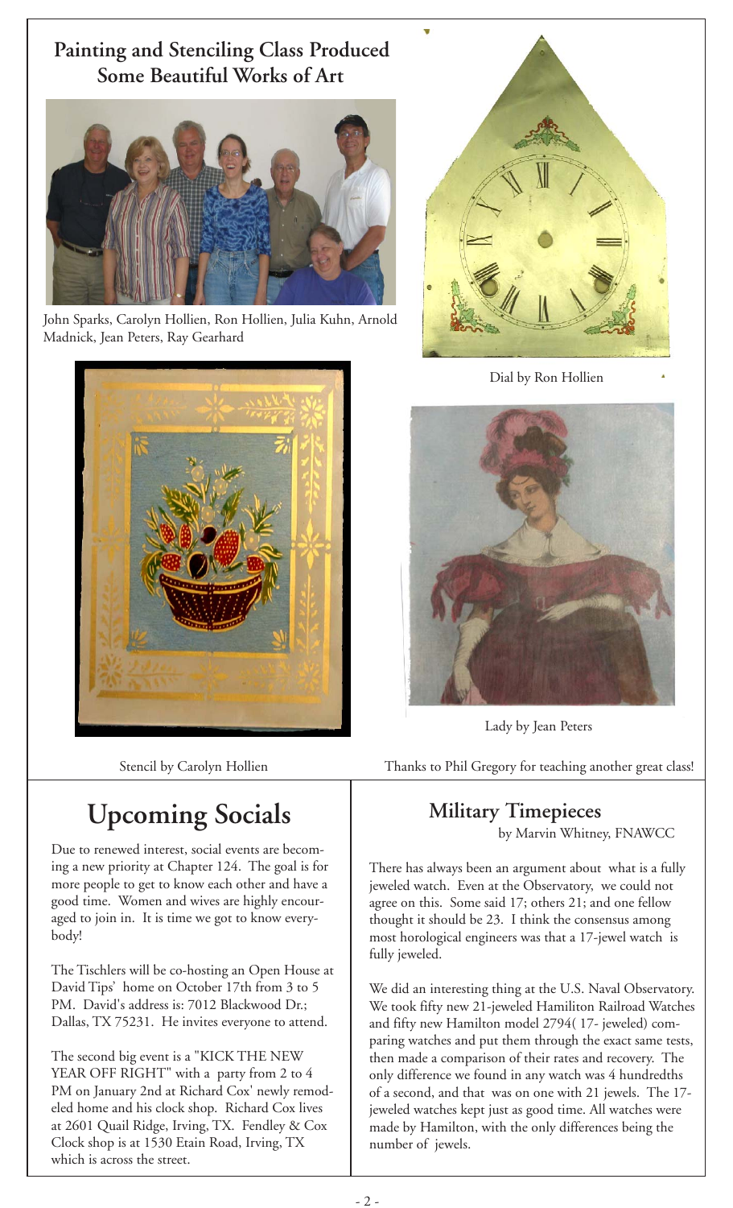## Painting and Stenciling Class Produced Some Beautiful Works of Art

John Sparks, Carolyn Hollien, Ron Hollien, Julia Kuhn, Arnold Madnick, Jean Peters, Ray Gearhard

Dial by Ron Hollien

Stencil by Carolyn Hollien

Lady by Jean Peters

Thanks to Phil Gregory for teaching another great class!

## Upcoming Socials

Due to renewed interest, social events are becoming a new priority at Chapter 124. The goal is for more people to get to know each other and have a good time. Women and wives are highly encouraged to join in. It is time we got to know everybody!

The Tischlers will be co-hosting an Open House at David Tips' home on October 17th from 3 to 5 PM. David's address is: 7012 Blackwood Dr.; Dallas, TX 75231. He invites everyone to attend.

The second big event is a "KICK THE NEW YEAR OFF RIGHT" with a party from 2 to 4 PM on January 2nd at Richard Cox' newly remodeled home and his clock shop. Richard Cox lives at 2601 Quail Ridge, Irving, TX. Fendley & Cox Clock shop is at 1530 Etain Road, Irving, TX which is across the street.

## Military Timepieces

by Marvin Whitney, FNAWCC

There has always been an argument about what is a fully jeweled watch. Even at the Observatory, we could not agree on this. Some said 17; others 21; and one fellow thought it should be 23. I think the consensus among most horological engineers was that a 17-jewel watch is fully jeweled.

We did an interesting thing at the U.S. Naval Observatory. We took fifty new 21-jeweled Hamiliton Railroad Watches and fifty new Hamilton model 2794( 17- jeweled) comparing watches and put them through the exact same tests, then made a comparison of their rates and recovery. The only difference we found in any watch was 4 hundredths of a second, and that was on one with 21 jewels. The 17-jeweled watches kept just as good time. All watches were made by Hamilton, with the only differences being the number of jewels.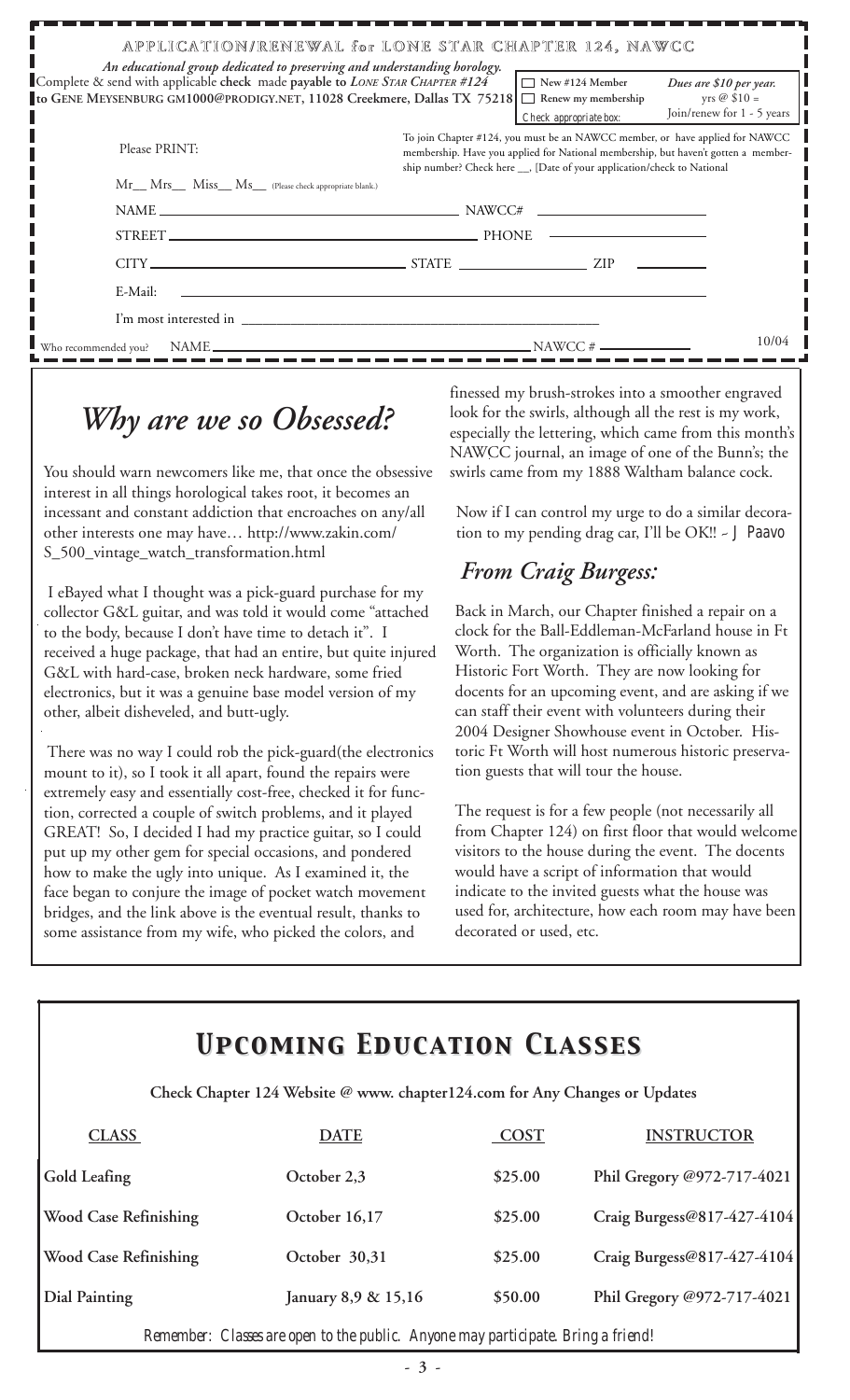## APPLICATION/RENEWAL for LONE STAR CHAPTER 124, NAWCC

*An educational group dedicated to preserving and understanding horology.*

Complete & send with applicable **check** made **payable to** *LONE STAR CHAPTER #124* **to GENE MEYSENBURG GM1000@PRODIGY.NET, 11028 Creekmere, Dallas TX 75218**

☐ New #124 Member
☐ Renew my membership
Check appropriate box:

*Dues are $10 per year.*
yrs @ $10 =
Join/renew for 1 - 5 years

Please PRINT:

To join Chapter #124, you must be an NAWCC member, or have applied for NAWCC membership. Have you applied for National membership, but haven't gotten a membership number? Check here __, [Date of your application/check to National

Mr__ Mrs__ Miss__ Ms__ (Please check appropriate blank.)

NAME ______________________ NAWCC# ______________

STREET ______________________ PHONE ______________

CITY ______________ STATE ______________ ZIP ________

E-Mail: ______________________

I'm most interested in ______________________

Who recommended you? NAME ______________________ NAWCC # ____________

10/04

# *Why are we so Obsessed?*

You should warn newcomers like me, that once the obsessive interest in all things horological takes root, it becomes an incessant and constant addiction that encroaches on any/all other interests one may have… http://www.zakin.com/S_500_vintage_watch_transformation.html

I eBayed what I thought was a pick-guard purchase for my collector G&L guitar, and was told it would come "attached to the body, because I don't have time to detach it". I received a huge package, that had an entire, but quite injured G&L with hard-case, broken neck hardware, some fried electronics, but it was a genuine base model version of my other, albeit disheveled, and butt-ugly.

There was no way I could rob the pick-guard(the electronics mount to it), so I took it all apart, found the repairs were extremely easy and essentially cost-free, checked it for function, corrected a couple of switch problems, and it played GREAT! So, I decided I had my practice guitar, so I could put up my other gem for special occasions, and pondered how to make the ugly into unique. As I examined it, the face began to conjure the image of pocket watch movement bridges, and the link above is the eventual result, thanks to some assistance from my wife, who picked the colors, and finessed my brush-strokes into a smoother engraved look for the swirls, although all the rest is my work, especially the lettering, which came from this month's NAWCC journal, an image of one of the Bunn's; the swirls came from my 1888 Waltham balance cock.

Now if I can control my urge to do a similar decoration to my pending drag car, I'll be OK!! ~ J Paavo

## *From Craig Burgess:*

Back in March, our Chapter finished a repair on a clock for the Ball-Eddleman-McFarland house in Ft Worth. The organization is officially known as Historic Fort Worth. They are now looking for docents for an upcoming event, and are asking if we can staff their event with volunteers during their 2004 Designer Showhouse event in October. Historic Ft Worth will host numerous historic preservation guests that will tour the house.

The request is for a few people (not necessarily all from Chapter 124) on first floor that would welcome visitors to the house during the event. The docents would have a script of information that would indicate to the invited guests what the house was used for, architecture, how each room may have been decorated or used, etc.

# *Upcoming Education Classes*

**Check Chapter 124 Website @ www. chapter124.com for Any Changes or Updates**

| CLASS | DATE | COST | INSTRUCTOR |
|---|---|---|---|
| Gold Leafing | October 2,3 | $25.00 | Phil Gregory @972-717-4021 |
| Wood Case Refinishing | October 16,17 | $25.00 | Craig Burgess@817-427-4104 |
| Wood Case Refinishing | October 30,31 | $25.00 | Craig Burgess@817-427-4104 |
| Dial Painting | January 8,9 & 15,16 | $50.00 | Phil Gregory @972-717-4021 |

*Remember: Classes are open to the public. Anyone may participate. Bring a friend!*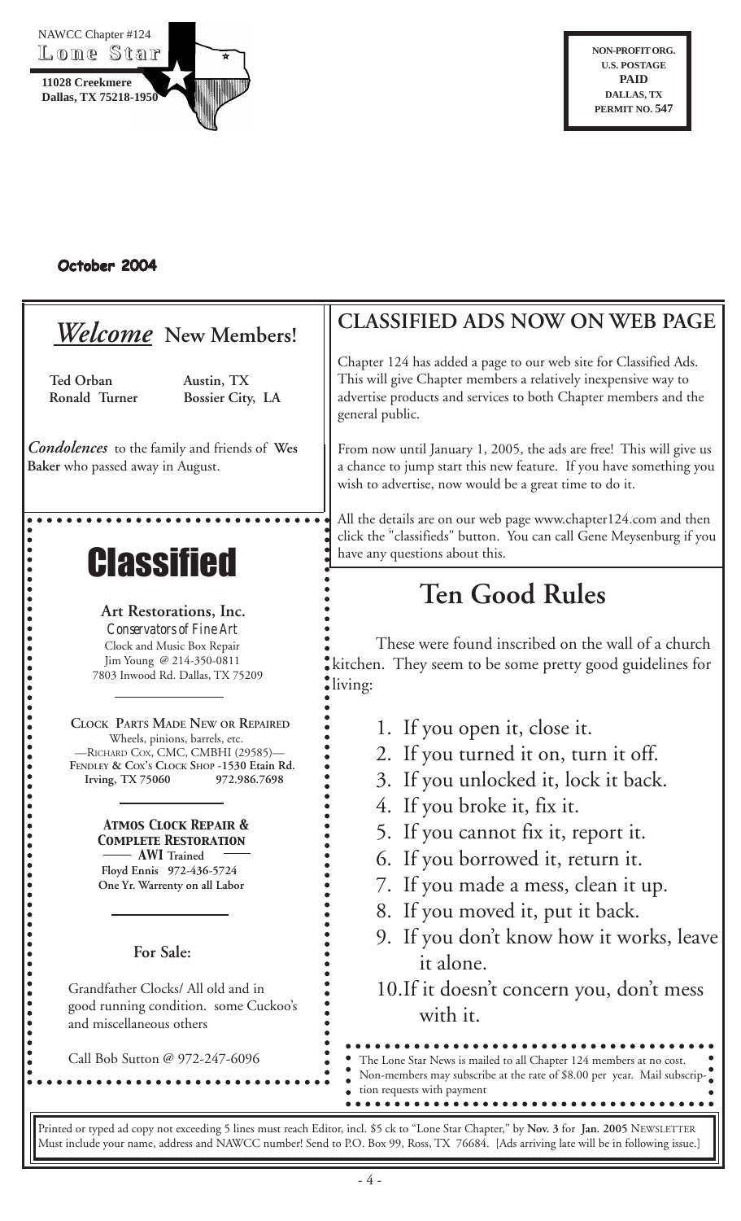NAWCC Chapter #124
Lone Star
11028 Creekmere
Dallas, TX 75218-1950

NON-PROFIT ORG.
U.S. POSTAGE
PAID
DALLAS, TX
PERMIT NO. 547

**October 2004**

## *Welcome* New Members!

| | |
|---|---|
| **Ted Orban** | **Austin, TX** |
| **Ronald Turner** | **Bossier City, LA** |

*Condolences* to the family and friends of **Wes Baker** who passed away in August.

# Classified

**Art Restorations, Inc.**
*Conservators of Fine Art*
Clock and Music Box Repair
Jim Young @ 214-350-0811
7803 Inwood Rd. Dallas, TX 75209

**CLOCK PARTS MADE NEW OR REPAIRED**
Wheels, pinions, barrels, etc.
—RICHARD COX, CMC, CMBHI (29585)—
**FENDLEY & COX'S CLOCK SHOP -1530 Etain Rd.**
**Irving, TX 75060 972.986.7698**

**ATMOS CLOCK REPAIR & COMPLETE RESTORATION**
**AWI Trained**
**Floyd Ennis 972-436-5724**
**One Yr. Warrenty on all Labor**

**For Sale:**

Grandfather Clocks/ All old and in good running condition. some Cuckoo's and miscellaneous others

Call Bob Sutton @ 972-247-6096

## CLASSIFIED ADS NOW ON WEB PAGE

Chapter 124 has added a page to our web site for Classified Ads. This will give Chapter members a relatively inexpensive way to advertise products and services to both Chapter members and the general public.

From now until January 1, 2005, the ads are free! This will give us a chance to jump start this new feature. If you have something you wish to advertise, now would be a great time to do it.

All the details are on our web page www.chapter124.com and then click the "classifieds" button. You can call Gene Meysenburg if you have any questions about this.

## Ten Good Rules

These were found inscribed on the wall of a church kitchen. They seem to be some pretty good guidelines for living:

1. If you open it, close it.
2. If you turned it on, turn it off.
3. If you unlocked it, lock it back.
4. If you broke it, fix it.
5. If you cannot fix it, report it.
6. If you borrowed it, return it.
7. If you made a mess, clean it up.
8. If you moved it, put it back.
9. If you don't know how it works, leave it alone.
10. If it doesn't concern you, don't mess with it.

The Lone Star News is mailed to all Chapter 124 members at no cost. Non-members may subscribe at the rate of $8.00 per year. Mail subscription requests with payment

Printed or typed ad copy not exceeding 5 lines must reach Editor, incl. $5 ck to "Lone Star Chapter," by **Nov. 3** for **Jan. 2005** NEWSLETTER Must include your name, address and NAWCC number! Send to P.O. Box 99, Ross, TX 76684. [Ads arriving late will be in following issue.]